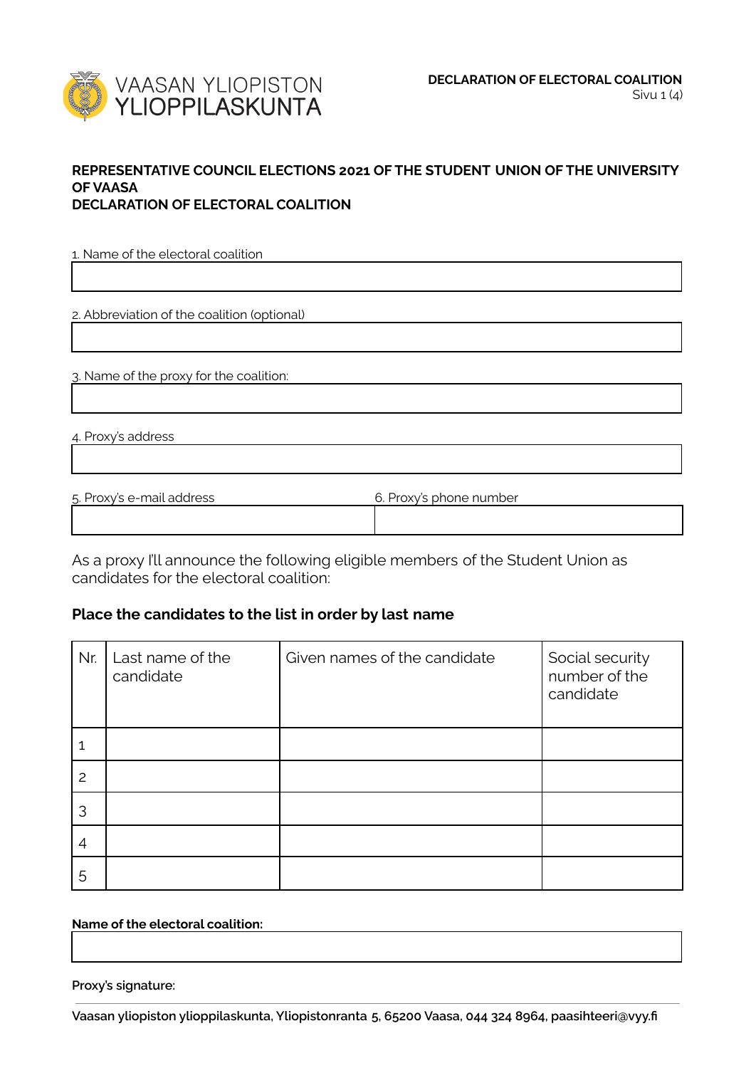VAASAN YLIOPISTON YLIOPPILASKUNTA

**DECLARATION OF ELECTORAL COALITION**

## REPRESENTATIVE COUNCIL ELECTIONS 2021 OF THE STUDENT UNION OF THE UNIVERSITY OF VAASA
## DECLARATION OF ELECTORAL COALITION

1. Name of the electoral coalition

2. Abbreviation of the coalition (optional)

3. Name of the proxy for the coalition:

4. Proxy's address

5. Proxy's e-mail address

6. Proxy's phone number

As a proxy I'll announce the following eligible members of the Student Union as candidates for the electoral coalition:

### Place the candidates to the list in order by last name

| Nr. | Last name of the candidate | Given names of the candidate | Social security number of the candidate |
|---|---|---|---|
| 1 | | | |
| 2 | | | |
| 3 | | | |
| 4 | | | |
| 5 | | | |

**Name of the electoral coalition:**

**Proxy's signature:**

**Vaasan yliopiston ylioppilaskunta, Yliopistonranta 5, 65200 Vaasa, 044 324 8964, paasihteeri@vyy.fi**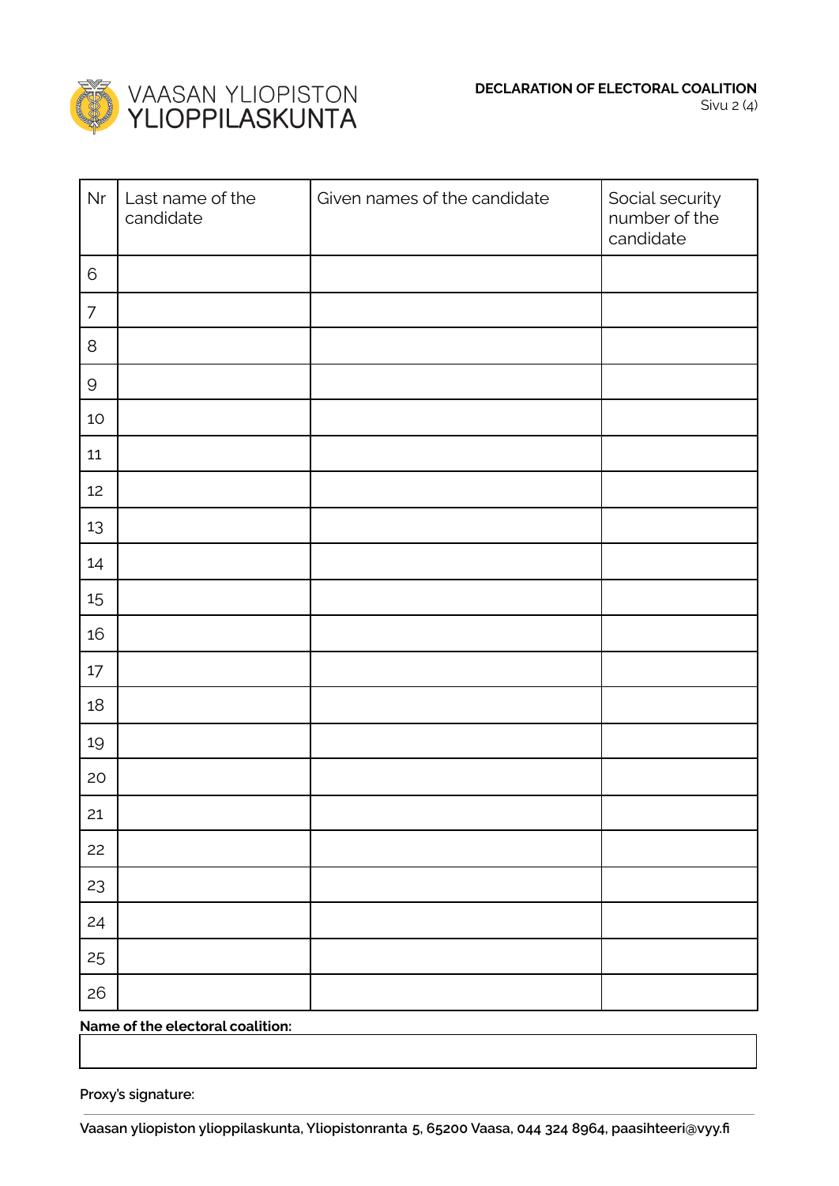| Nr | Last name of the candidate | Given names of the candidate | Social security number of the candidate |
|---|---|---|---|
| 6 | | | |
| 7 | | | |
| 8 | | | |
| 9 | | | |
| 10 | | | |
| 11 | | | |
| 12 | | | |
| 13 | | | |
| 14 | | | |
| 15 | | | |
| 16 | | | |
| 17 | | | |
| 18 | | | |
| 19 | | | |
| 20 | | | |
| 21 | | | |
| 22 | | | |
| 23 | | | |
| 24 | | | |
| 25 | | | |
| 26 | | | |

**Name of the electoral coalition:**

| |
|---|
| |

**Proxy's signature:**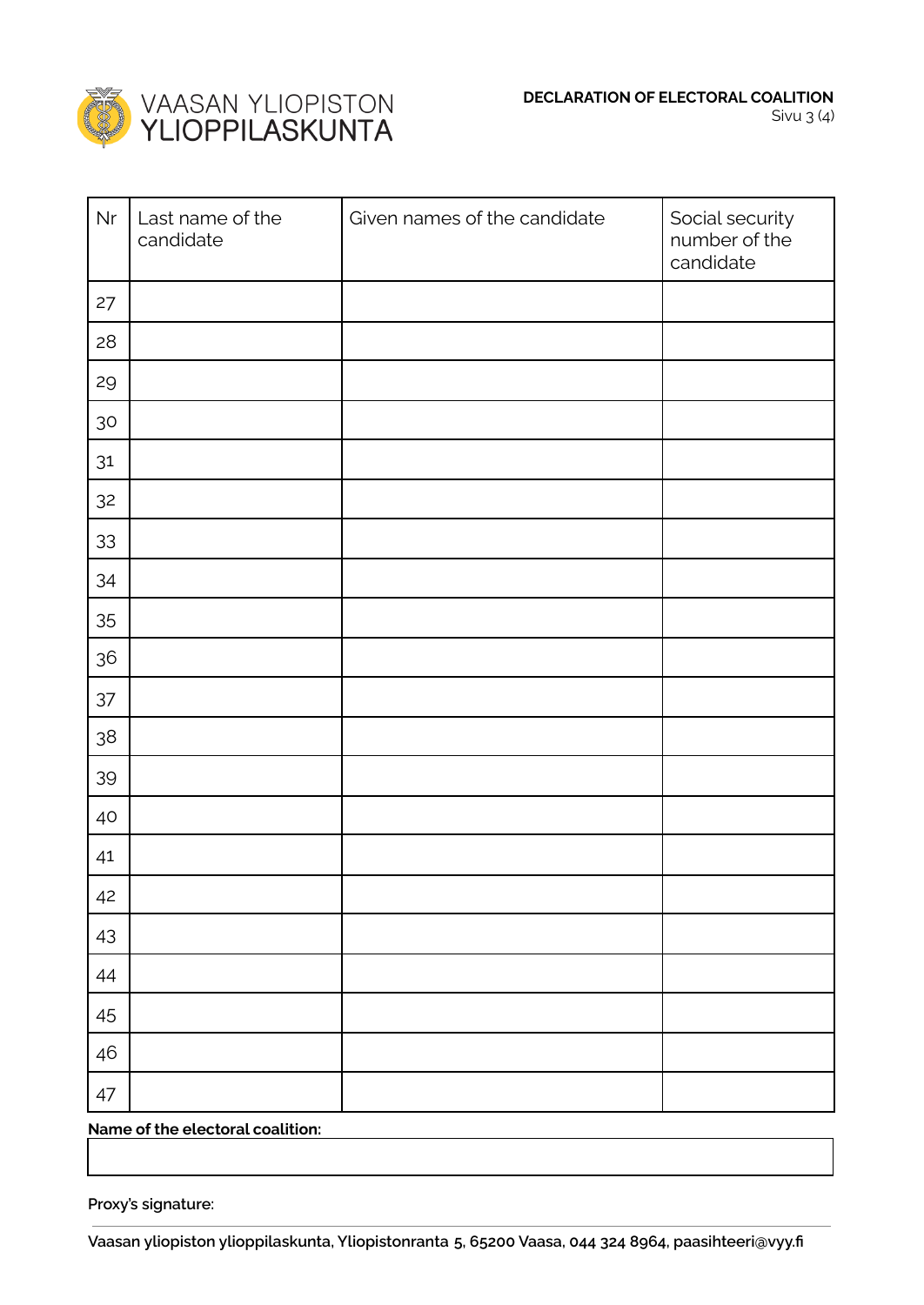| Nr | Last name of the candidate | Given names of the candidate | Social security number of the candidate |
|---|---|---|---|
| 27 | | | |
| 28 | | | |
| 29 | | | |
| 30 | | | |
| 31 | | | |
| 32 | | | |
| 33 | | | |
| 34 | | | |
| 35 | | | |
| 36 | | | |
| 37 | | | |
| 38 | | | |
| 39 | | | |
| 40 | | | |
| 41 | | | |
| 42 | | | |
| 43 | | | |
| 44 | | | |
| 45 | | | |
| 46 | | | |
| 47 | | | |

**Name of the electoral coalition:**

**Proxy's signature:**

**Vaasan yliopiston ylioppilaskunta, Yliopistonranta 5, 65200 Vaasa, 044 324 8964, paasihteeri@vyy.fi**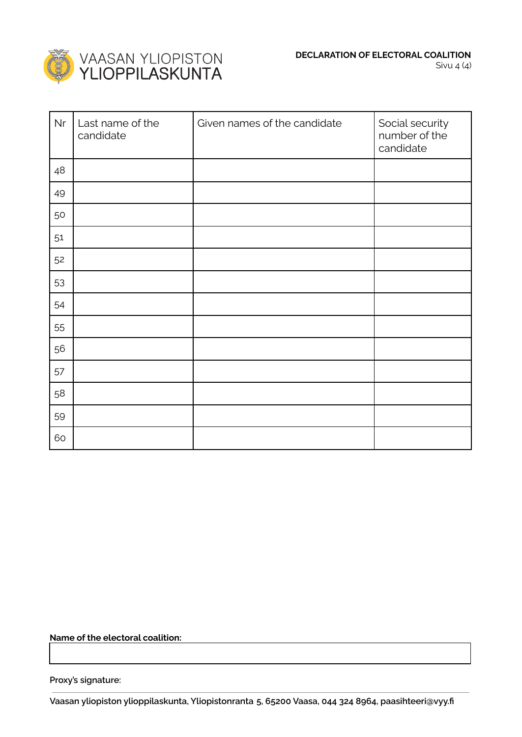| Nr | Last name of the candidate | Given names of the candidate | Social security number of the candidate |
|---|---|---|---|
| 48 | | | |
| 49 | | | |
| 50 | | | |
| 51 | | | |
| 52 | | | |
| 53 | | | |
| 54 | | | |
| 55 | | | |
| 56 | | | |
| 57 | | | |
| 58 | | | |
| 59 | | | |
| 60 | | | |

**Name of the electoral coalition:**

**Proxy's signature:**